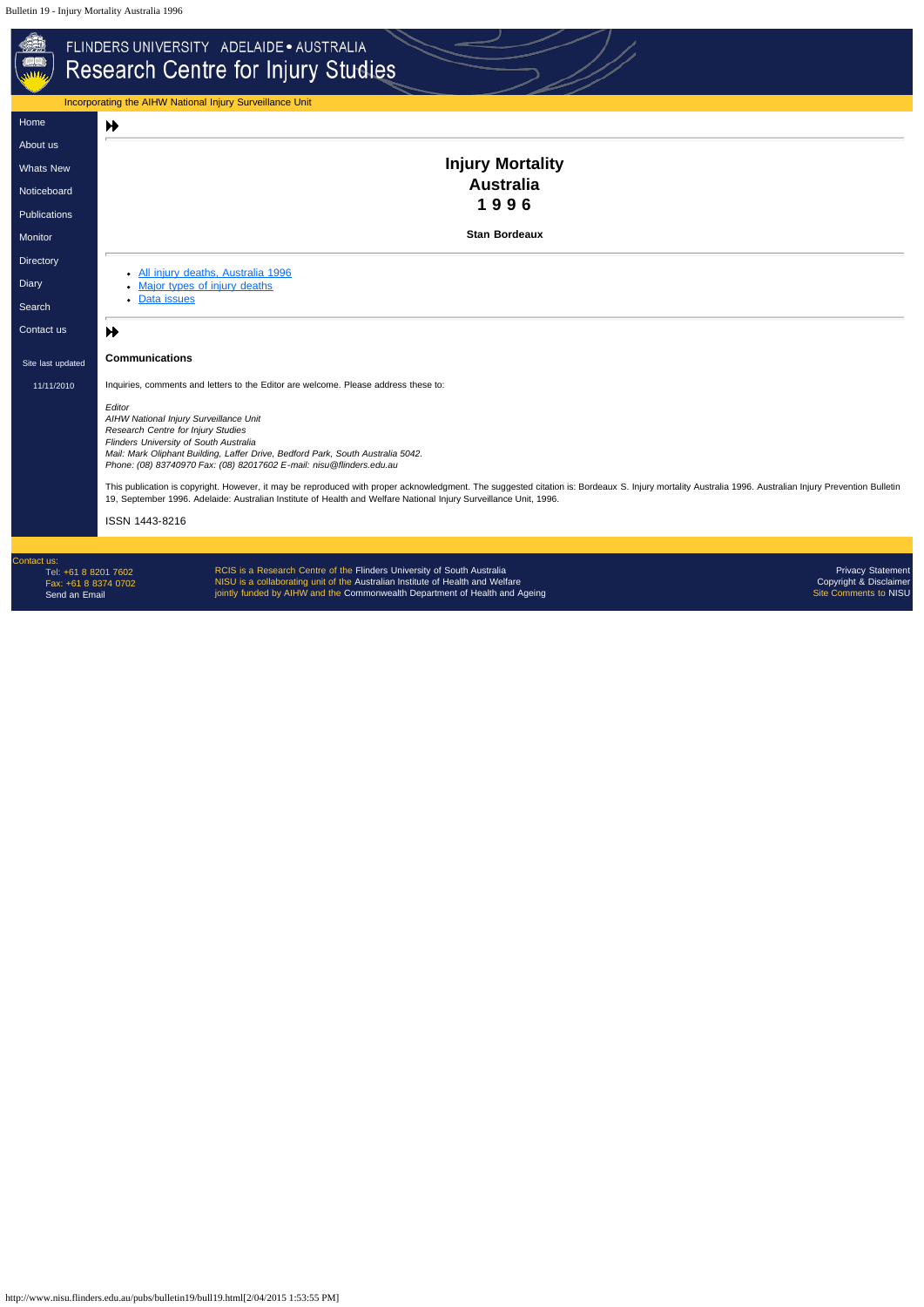# Injury Mortality Australia 1996

**Stan Bordeaux**

- All injury deaths, Australia 1996
- Major types of injury deaths
- Data issues

### Communications

Inquiries, comments and letters to the Editor are welcome. Please address these to:

*Editor*
*AIHW National Injury Surveillance Unit*
*Research Centre for Injury Studies*
*Flinders University of South Australia*
*Mail: Mark Oliphant Building, Laffer Drive, Bedford Park, South Australia 5042.*
*Phone: (08) 83740970 Fax: (08) 82017602 E-mail: nisu@flinders.edu.au*

This publication is copyright. However, it may be reproduced with proper acknowledgment. The suggested citation is: Bordeaux S. Injury mortality Australia 1996. Australian Injury Prevention Bulletin 19, September 1996. Adelaide: Australian Institute of Health and Welfare National Injury Surveillance Unit, 1996.

ISSN 1443-8216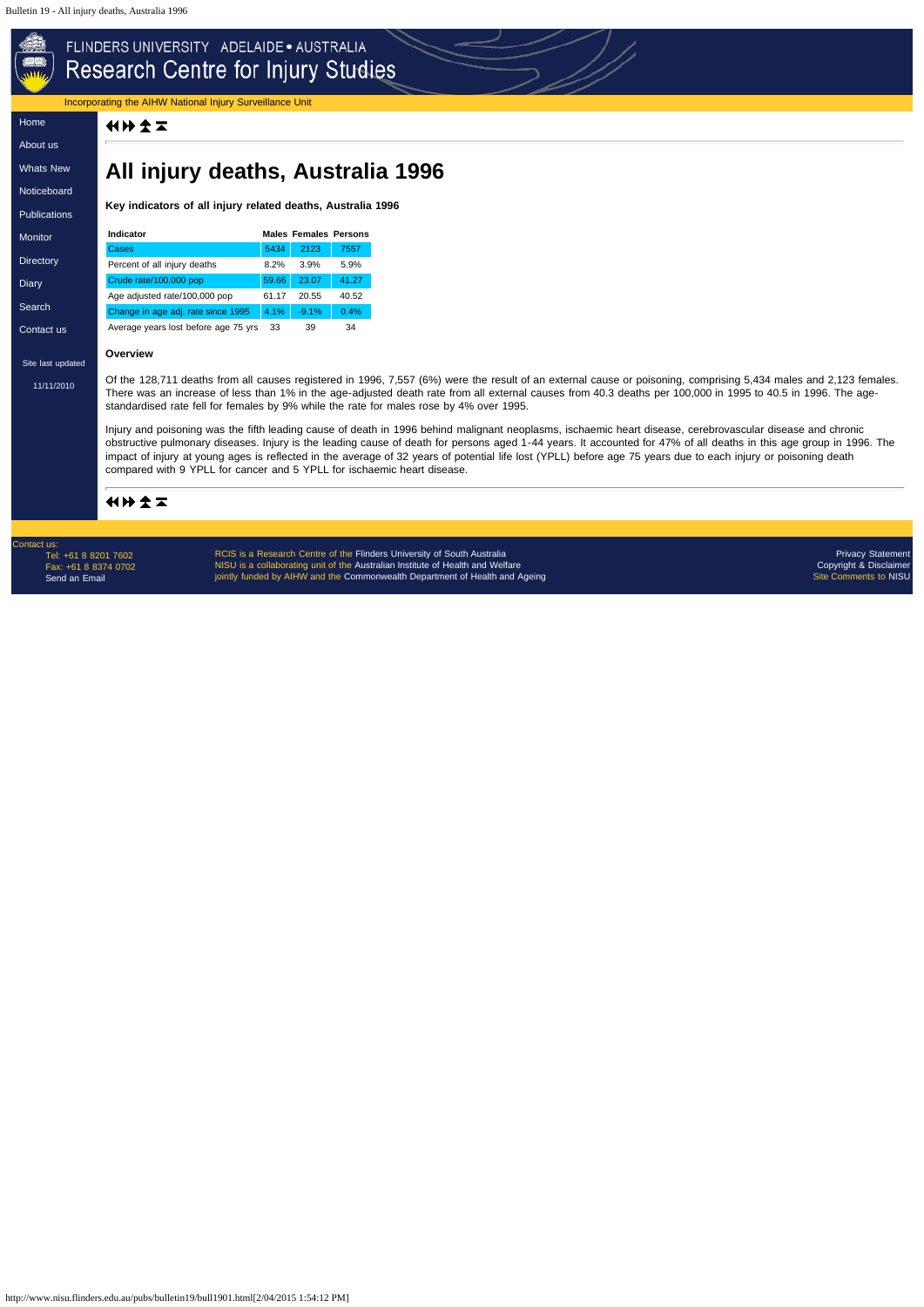# All injury deaths, Australia 1996

**Key indicators of all injury related deaths, Australia 1996**

| Indicator | Males | Females | Persons |
|---|---|---|---|
| Cases | 5434 | 2123 | 7557 |
| Percent of all injury deaths | 8.2% | 3.9% | 5.9% |
| Crude rate/100,000 pop | 59.66 | 23.07 | 41.27 |
| Age adjusted rate/100,000 pop | 61.17 | 20.55 | 40.52 |
| Change in age adj. rate since 1995 | 4.1% | -9.1% | 0.4% |
| Average years lost before age 75 yrs | 33 | 39 | 34 |

**Overview**

Of the 128,711 deaths from all causes registered in 1996, 7,557 (6%) were the result of an external cause or poisoning, comprising 5,434 males and 2,123 females. There was an increase of less than 1% in the age-adjusted death rate from all external causes from 40.3 deaths per 100,000 in 1995 to 40.5 in 1996. The age-standardised rate fell for females by 9% while the rate for males rose by 4% over 1995.

Injury and poisoning was the fifth leading cause of death in 1996 behind malignant neoplasms, ischaemic heart disease, cerebrovascular disease and chronic obstructive pulmonary diseases. Injury is the leading cause of death for persons aged 1-44 years. It accounted for 47% of all deaths in this age group in 1996. The impact of injury at young ages is reflected in the average of 32 years of potential life lost (YPLL) before age 75 years due to each injury or poisoning death compared with 9 YPLL for cancer and 5 YPLL for ischaemic heart disease.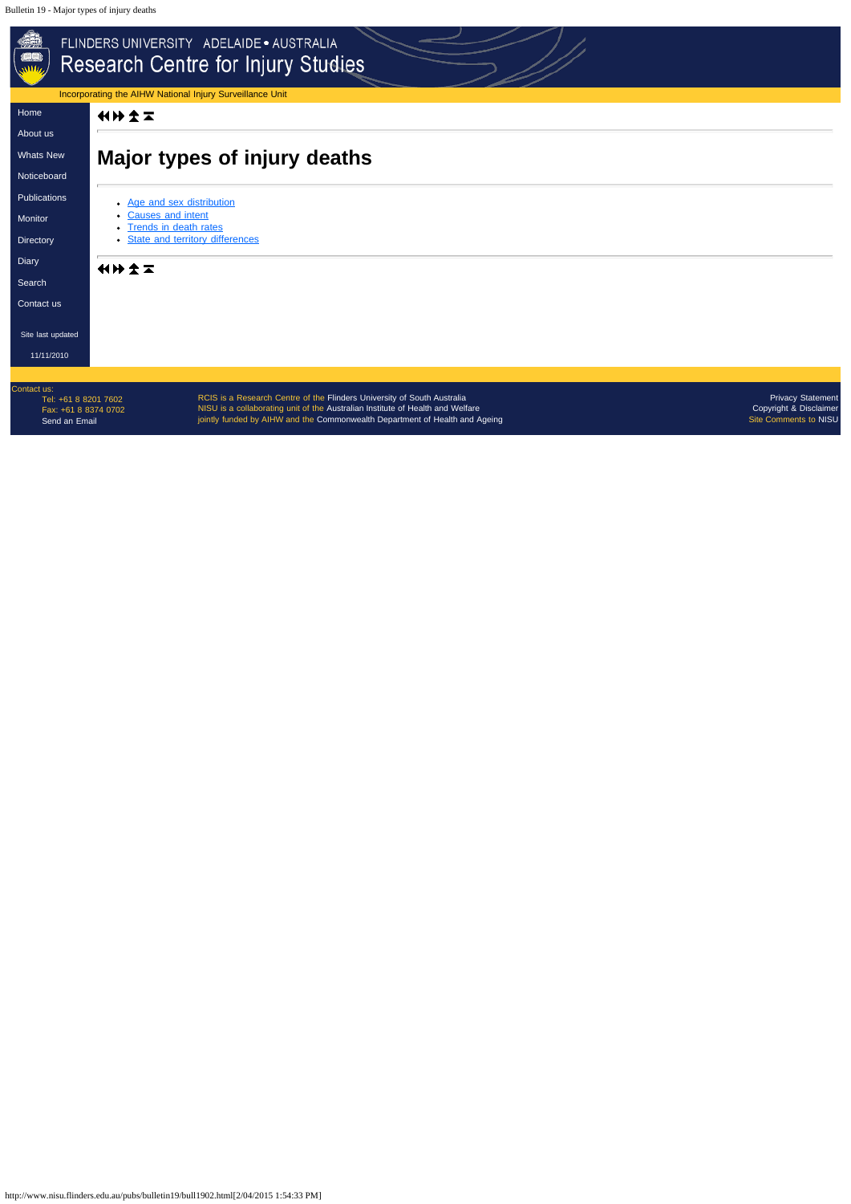FLINDERS UNIVERSITY ADELAIDE • AUSTRALIA
Research Centre for Injury Studies

Incorporating the AIHW National Injury Surveillance Unit

- Home
- About us
- Whats New
- Noticeboard
- Publications
- Monitor
- Directory
- Diary
- Search
- Contact us

Site last updated 11/11/2010

# Major types of injury deaths

- Age and sex distribution
- Causes and intent
- Trends in death rates
- State and territory differences

Contact us:
Tel: +61 8 8201 7602
Fax: +61 8 8374 0702
Send an Email

RCIS is a Research Centre of the Flinders University of South Australia
NISU is a collaborating unit of the Australian Institute of Health and Welfare
jointly funded by AIHW and the Commonwealth Department of Health and Ageing

Privacy Statement
Copyright & Disclaimer
Site Comments to NISU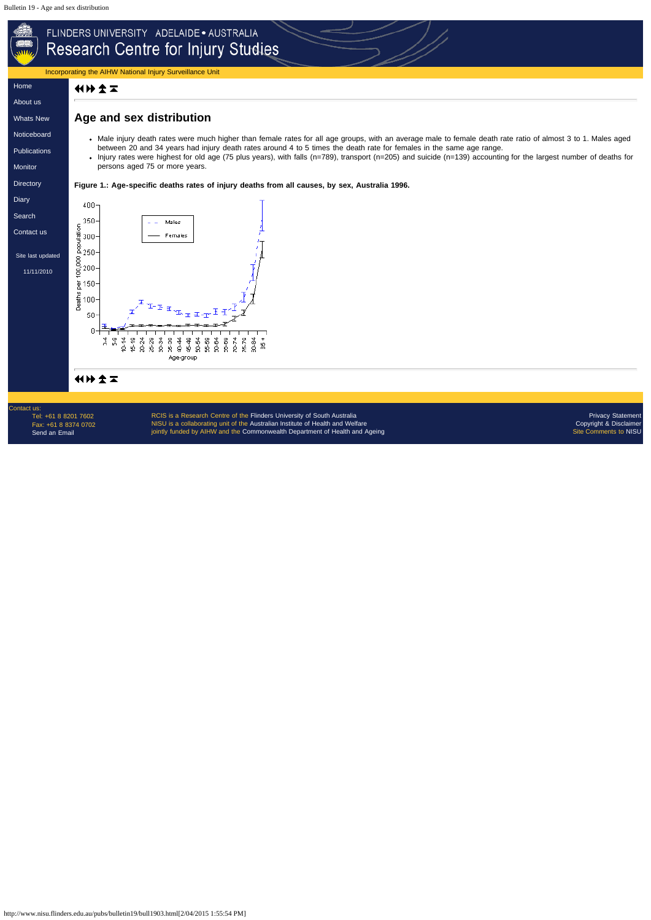## Age and sex distribution

- Male injury death rates were much higher than female rates for all age groups, with an average male to female death rate ratio of almost 3 to 1. Males aged between 20 and 34 years had injury death rates around 4 to 5 times the death rate for females in the same age range.
- Injury rates were highest for old age (75 plus years), with falls (n=789), transport (n=205) and suicide (n=139) accounting for the largest number of deaths for persons aged 75 or more years.

**Figure 1.: Age-specific deaths rates of injury deaths from all causes, by sex, Australia 1996.**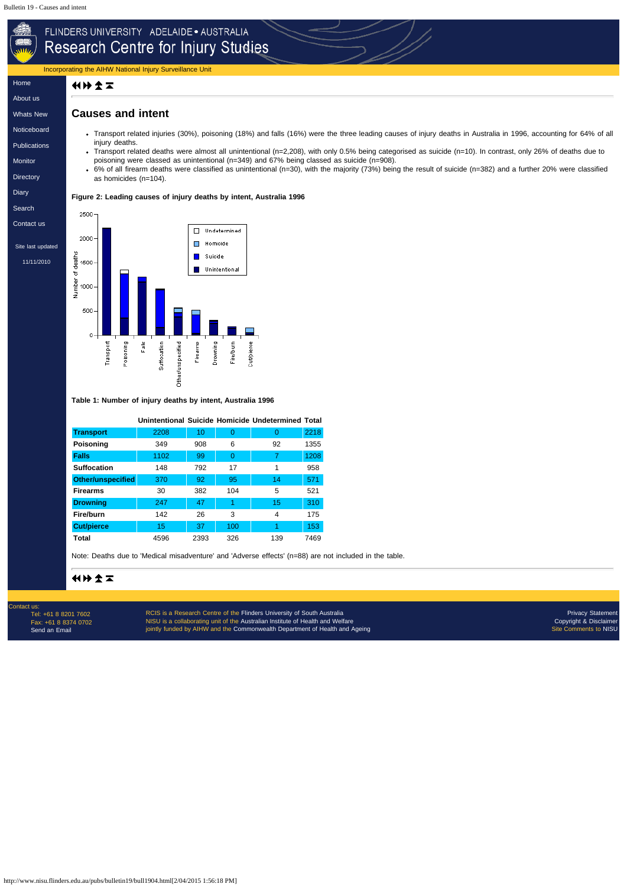## Causes and intent

- Transport related injuries (30%), poisoning (18%) and falls (16%) were the three leading causes of injury deaths in Australia in 1996, accounting for 64% of all injury deaths.
- Transport related deaths were almost all unintentional (n=2,208), with only 0.5% being categorised as suicide (n=10). In contrast, only 26% of deaths due to poisoning were classed as unintentional (n=349) and 67% being classed as suicide (n=908).
- 6% of all firearm deaths were classified as unintentional (n=30), with the majority (73%) being the result of suicide (n=382) and a further 20% were classified as homicides (n=104).

**Figure 2: Leading causes of injury deaths by intent, Australia 1996**

**Table 1: Number of injury deaths by intent, Australia 1996**

| | Unintentional | Suicide | Homicide | Undetermined | Total |
|---|---|---|---|---|---|
| **Transport** | 2208 | 10 | 0 | 0 | 2218 |
| **Poisoning** | 349 | 908 | 6 | 92 | 1355 |
| **Falls** | 1102 | 99 | 0 | 7 | 1208 |
| **Suffocation** | 148 | 792 | 17 | 1 | 958 |
| **Other/unspecified** | 370 | 92 | 95 | 14 | 571 |
| **Firearms** | 30 | 382 | 104 | 5 | 521 |
| **Drowning** | 247 | 47 | 1 | 15 | 310 |
| **Fire/burn** | 142 | 26 | 3 | 4 | 175 |
| **Cut/pierce** | 15 | 37 | 100 | 1 | 153 |
| **Total** | 4596 | 2393 | 326 | 139 | 7469 |

Note: Deaths due to 'Medical misadventure' and 'Adverse effects' (n=88) are not included in the table.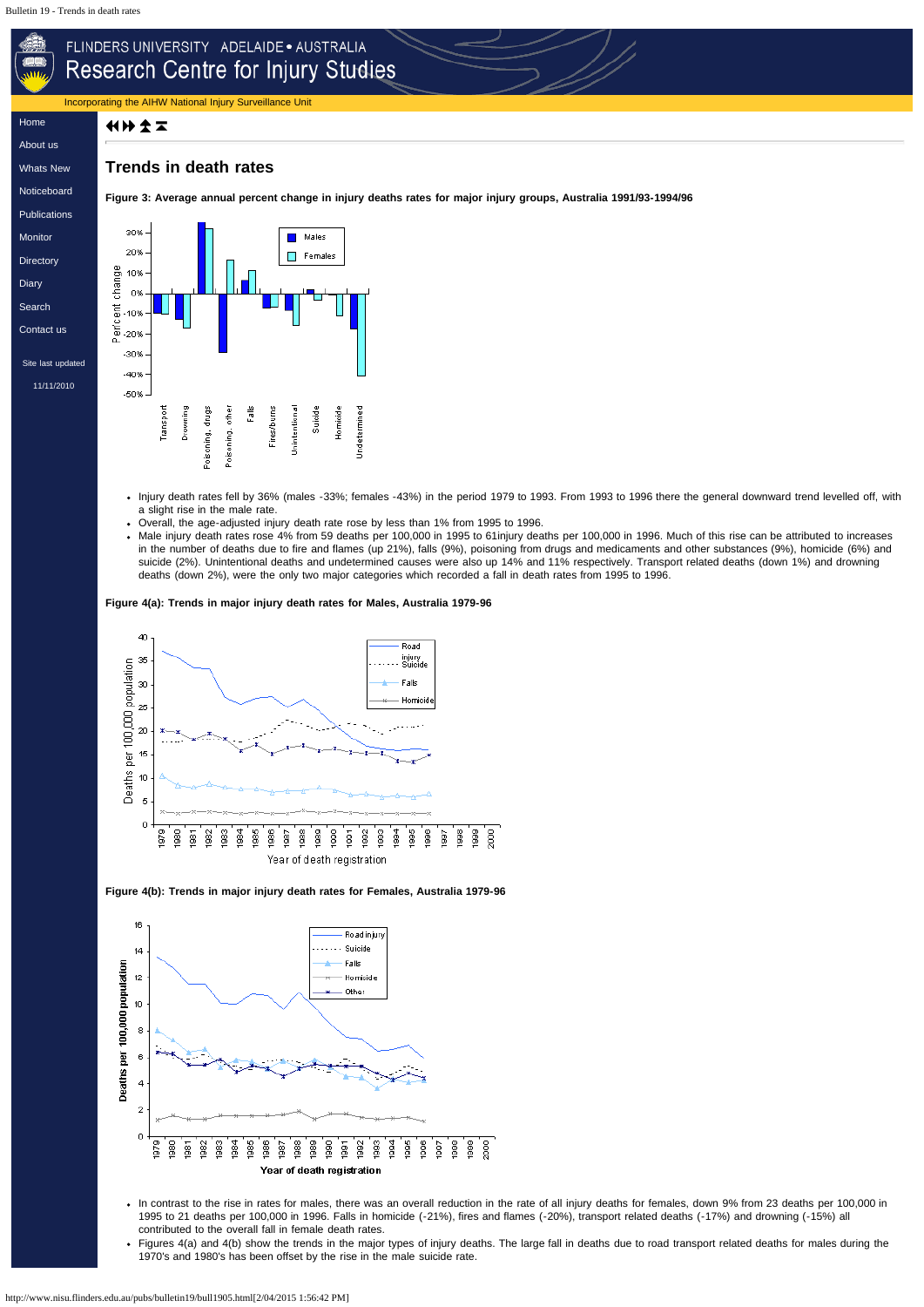# Trends in death rates

**Figure 3: Average annual percent change in injury deaths rates for major injury groups, Australia 1991/93-1994/96**

- Injury death rates fell by 36% (males -33%; females -43%) in the period 1979 to 1993. From 1993 to 1996 there the general downward trend levelled off, with a slight rise in the male rate.
- Overall, the age-adjusted injury death rate rose by less than 1% from 1995 to 1996.
- Male injury death rates rose 4% from 59 deaths per 100,000 in 1995 to 61injury deaths per 100,000 in 1996. Much of this rise can be attributed to increases in the number of deaths due to fire and flames (up 21%), falls (9%), poisoning from drugs and medicaments and other substances (9%), homicide (6%) and suicide (2%). Unintentional deaths and undetermined causes were also up 14% and 11% respectively. Transport related deaths (down 1%) and drowning deaths (down 2%), were the only two major categories which recorded a fall in death rates from 1995 to 1996.

**Figure 4(a): Trends in major injury death rates for Males, Australia 1979-96**

**Figure 4(b): Trends in major injury death rates for Females, Australia 1979-96**

- In contrast to the rise in rates for males, there was an overall reduction in the rate of all injury deaths for females, down 9% from 23 deaths per 100,000 in 1995 to 21 deaths per 100,000 in 1996. Falls in homicide (-21%), fires and flames (-20%), transport related deaths (-17%) and drowning (-15%) all contributed to the overall fall in female death rates.
- Figures 4(a) and 4(b) show the trends in the major types of injury deaths. The large fall in deaths due to road transport related deaths for males during the 1970's and 1980's has been offset by the rise in the male suicide rate.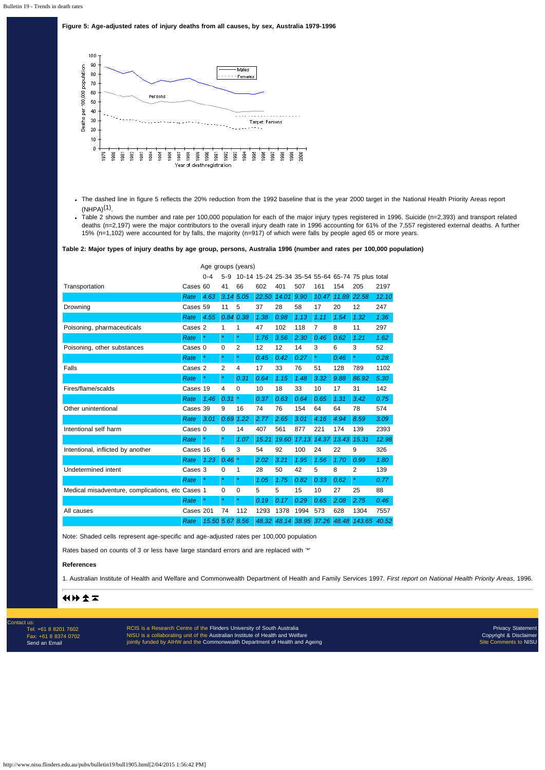**Figure 5: Age-adjusted rates of injury deaths from all causes, by sex, Australia 1979-1996**

- The dashed line in figure 5 reflects the 20% reduction from the 1992 baseline that is the year 2000 target in the National Health Priority Areas report (NHPA)[1].
- Table 2 shows the number and rate per 100,000 population for each of the major injury types registered in 1996. Suicide (n=2,393) and transport related deaths (n=2,197) were the major contributors to the overall injury death rate in 1996 accounting for 61% of the 7,557 registered external deaths. A further 15% (n=1,102) were accounted for by falls, the majority (n=917) of which were falls by people aged 65 or more years.

**Table 2: Major types of injury deaths by age group, persons, Australia 1996 (number and rates per 100,000 population)**

| | | Age groups (years) | | | | | | | | | |
|---|---|---|---|---|---|---|---|---|---|---|---|
| | | 0-4 | 5-9 | 10-14 | 15-24 | 25-34 | 35-54 | 55-64 | 65-74 | 75 plus | total |
| Transportation | Cases | 60 | 41 | 66 | 602 | 401 | 507 | 161 | 154 | 205 | 2197 |
| | *Rate* | *4.63* | *3.14* | *5.05* | *22.50* | *14.01* | *9.90* | *10.47* | *11.89* | *22.58* | *12.10* |
| Drowning | Cases | 59 | 11 | 5 | 37 | 28 | 58 | 17 | 20 | 12 | 247 |
| | *Rate* | *4.55* | *0.84* | *0.38* | *1.38* | *0.98* | *1.13* | *1.11* | *1.54* | *1.32* | *1.36* |
| Poisoning, pharmaceuticals | Cases | 2 | 1 | 1 | 47 | 102 | 118 | 7 | 8 | 11 | 297 |
| | *Rate* | * | * | * | *1.76* | *3.56* | *2.30* | *0.46* | *0.62* | *1.21* | *1.62* |
| Poisoning, other substances | Cases | 0 | 0 | 2 | 12 | 12 | 14 | 3 | 6 | 3 | 52 |
| | *Rate* | * | * | * | *0.45* | *0.42* | *0.27* | * | *0.46* | * | *0.28* |
| Falls | Cases | 2 | 2 | 4 | 17 | 33 | 76 | 51 | 128 | 789 | 1102 |
| | *Rate* | * | * | *0.31* | *0.64* | *1.15* | *1.48* | *3.32* | *9.88* | *86.92* | *5.30* |
| Fires/flame/scalds | Cases | 19 | 4 | 0 | 10 | 18 | 33 | 10 | 17 | 31 | 142 |
| | *Rate* | *1.46* | *0.31* | * | *0.37* | *0.63* | *0.64* | *0.65* | *1.31* | *3.42* | *0.75* |
| Other unintentional | Cases | 39 | 9 | 16 | 74 | 76 | 154 | 64 | 64 | 78 | 574 |
| | *Rate* | *3.01* | *0.69* | *1.22* | *2.77* | *2.65* | *3.01* | *4.16* | *4.94* | *8.59* | *3.09* |
| Intentional self harm | Cases | 0 | 0 | 14 | 407 | 561 | 877 | 221 | 174 | 139 | 2393 |
| | *Rate* | * | * | *1.07* | *15.21* | *19.60* | *17.13* | *14.37* | *13.43* | *15.31* | *12.98* |
| Intentional, inflicted by another | Cases | 16 | 6 | 3 | 54 | 92 | 100 | 24 | 22 | 9 | 326 |
| | *Rate* | *1.23* | *0.46* | * | *2.02* | *3.21* | *1.95* | *1.56* | *1.70* | *0.99* | *1.80* |
| Undetermined intent | Cases | 3 | 0 | 1 | 28 | 50 | 42 | 5 | 8 | 2 | 139 |
| | *Rate* | * | * | * | *1.05* | *1.75* | *0.82* | *0.33* | *0.62* | * | *0.77* |
| Medical misadventure, complications, etc | Cases | 1 | 0 | 0 | 5 | 5 | 15 | 10 | 27 | 25 | 88 |
| | *Rate* | * | * | * | *0.19* | *0.17* | *0.29* | *0.65* | *2.08* | *2.75* | *0.46* |
| All causes | Cases | 201 | 74 | 112 | 1293 | 1378 | 1994 | 573 | 628 | 1304 | 7557 |
| | *Rate* | *15.50* | *5.67* | *8.56* | *48.32* | *48.14* | *38.95* | *37.26* | *48.48* | *143.65* | *40.52* |

Note: Shaded cells represent age-specific and age-adjusted rates per 100,000 population

Rates based on counts of 3 or less have large standard errors and are replaced with '*'

**References**

1. Australian Institute of Health and Welfare and Commonwealth Department of Health and Family Services 1997. *First report on National Health Priority Areas*, 1996.

Contact us:
Tel: +61 8 8201 7602
Fax: +61 8 8374 0702
Send an Email

RCIS is a Research Centre of the Flinders University of South Australia
NISU is a collaborating unit of the Australian Institute of Health and Welfare
jointly funded by AIHW and the Commonwealth Department of Health and Ageing

Privacy Statement
Copyright & Disclaimer
Site Comments to NISU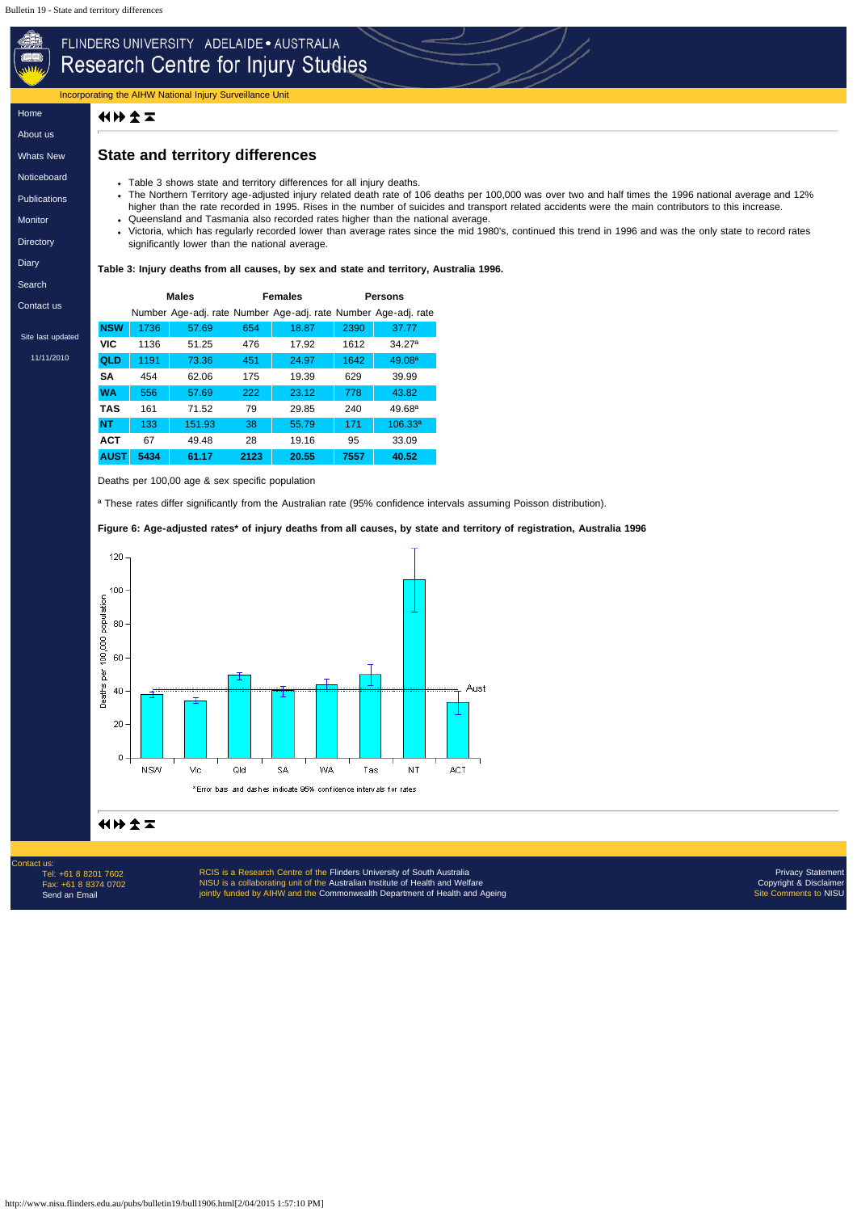## State and territory differences

- Table 3 shows state and territory differences for all injury deaths.
- The Northern Territory age-adjusted injury related death rate of 106 deaths per 100,000 was over two and half times the 1996 national average and 12% higher than the rate recorded in 1995. Rises in the number of suicides and transport related accidents were the main contributors to this increase.
- Queensland and Tasmania also recorded rates higher than the national average.
- Victoria, which has regularly recorded lower than average rates since the mid 1980's, continued this trend in 1996 and was the only state to record rates significantly lower than the national average.

**Table 3: Injury deaths from all causes, by sex and state and territory, Australia 1996.**

| | Males | | Females | | Persons | |
|---|---|---|---|---|---|---|
| | Number | Age-adj. rate | Number | Age-adj. rate | Number | Age-adj. rate |
| **NSW** | 1736 | 57.69 | 654 | 18.87 | 2390 | 37.77 |
| **VIC** | 1136 | 51.25 | 476 | 17.92 | 1612 | 34.27[a] |
| **QLD** | 1191 | 73.36 | 451 | 24.97 | 1642 | 49.08[a] |
| **SA** | 454 | 62.06 | 175 | 19.39 | 629 | 39.99 |
| **WA** | 556 | 57.69 | 222 | 23.12 | 778 | 43.82 |
| **TAS** | 161 | 71.52 | 79 | 29.85 | 240 | 49.68[a] |
| **NT** | 133 | 151.93 | 38 | 55.79 | 171 | 106.33[a] |
| **ACT** | 67 | 49.48 | 28 | 19.16 | 95 | 33.09 |
| **AUST** | **5434** | **61.17** | **2123** | **20.55** | **7557** | **40.52** |

Deaths per 100,00 age & sex specific population

[a] These rates differ significantly from the Australian rate (95% confidence intervals assuming Poisson distribution).

**Figure 6: Age-adjusted rates* of injury deaths from all causes, by state and territory of registration, Australia 1996**

*Error bars and dashes indicate 95% confidence intervals for rates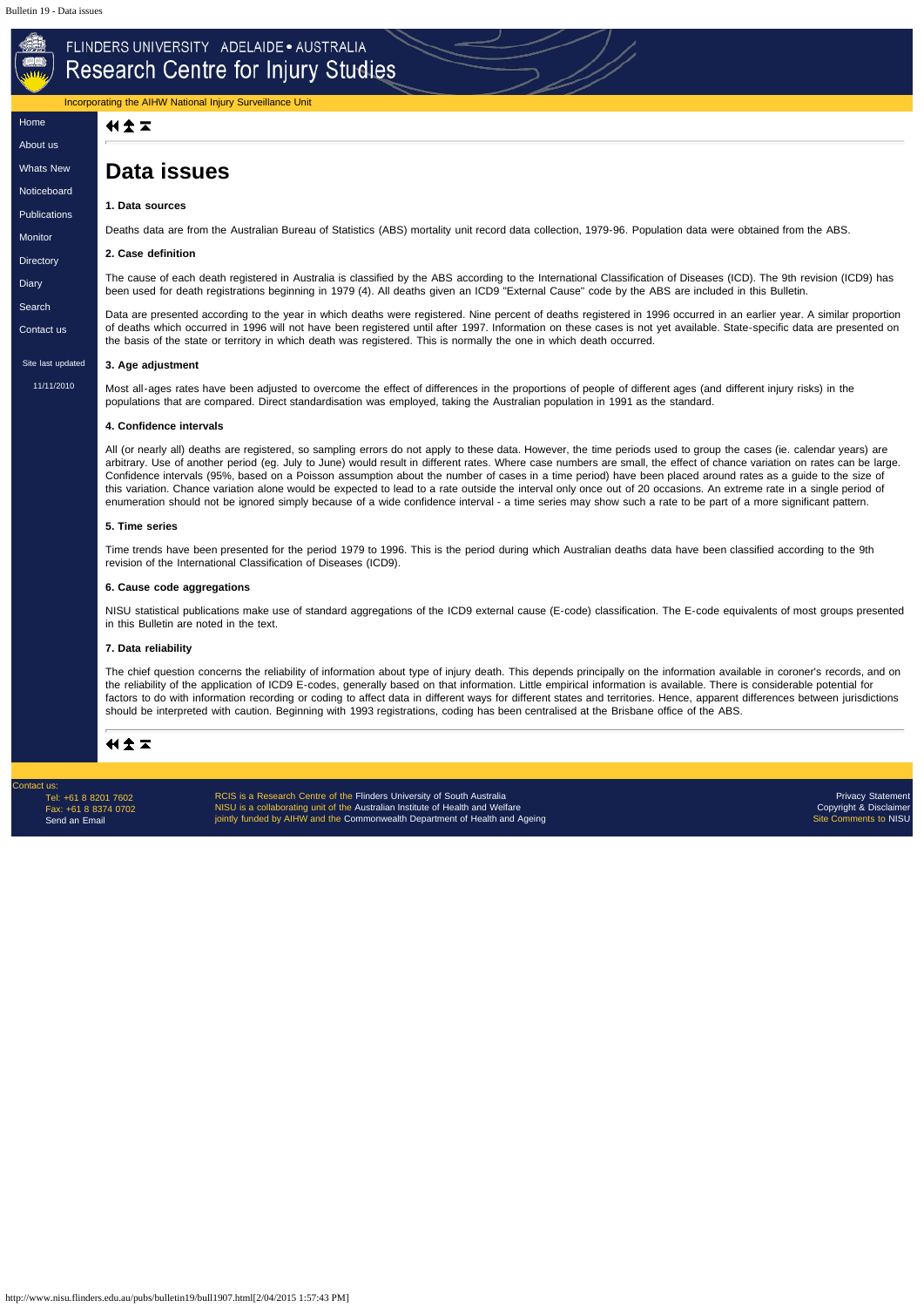# Data issues

**1. Data sources**

Deaths data are from the Australian Bureau of Statistics (ABS) mortality unit record data collection, 1979-96. Population data were obtained from the ABS.

**2. Case definition**

The cause of each death registered in Australia is classified by the ABS according to the International Classification of Diseases (ICD). The 9th revision (ICD9) has been used for death registrations beginning in 1979 (4). All deaths given an ICD9 "External Cause" code by the ABS are included in this Bulletin.

Data are presented according to the year in which deaths were registered. Nine percent of deaths registered in 1996 occurred in an earlier year. A similar proportion of deaths which occurred in 1996 will not have been registered until after 1997. Information on these cases is not yet available. State-specific data are presented on the basis of the state or territory in which death was registered. This is normally the one in which death occurred.

**3. Age adjustment**

Most all-ages rates have been adjusted to overcome the effect of differences in the proportions of people of different ages (and different injury risks) in the populations that are compared. Direct standardisation was employed, taking the Australian population in 1991 as the standard.

**4. Confidence intervals**

All (or nearly all) deaths are registered, so sampling errors do not apply to these data. However, the time periods used to group the cases (ie. calendar years) are arbitrary. Use of another period (eg. July to June) would result in different rates. Where case numbers are small, the effect of chance variation on rates can be large. Confidence intervals (95%, based on a Poisson assumption about the number of cases in a time period) have been placed around rates as a guide to the size of this variation. Chance variation alone would be expected to lead to a rate outside the interval only once out of 20 occasions. An extreme rate in a single period of enumeration should not be ignored simply because of a wide confidence interval - a time series may show such a rate to be part of a more significant pattern.

**5. Time series**

Time trends have been presented for the period 1979 to 1996. This is the period during which Australian deaths data have been classified according to the 9th revision of the International Classification of Diseases (ICD9).

**6. Cause code aggregations**

NISU statistical publications make use of standard aggregations of the ICD9 external cause (E-code) classification. The E-code equivalents of most groups presented in this Bulletin are noted in the text.

**7. Data reliability**

The chief question concerns the reliability of information about type of injury death. This depends principally on the information available in coroner's records, and on the reliability of the application of ICD9 E-codes, generally based on that information. Little empirical information is available. There is considerable potential for factors to do with information recording or coding to affect data in different ways for different states and territories. Hence, apparent differences between jurisdictions should be interpreted with caution. Beginning with 1993 registrations, coding has been centralised at the Brisbane office of the ABS.